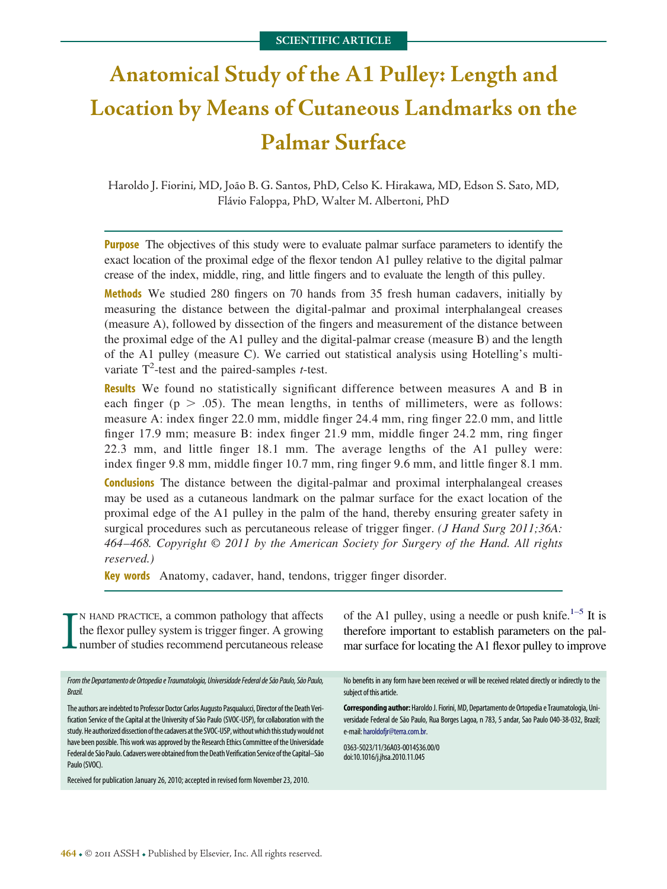SCIENTIFIC ARTICLE

# Anatomical Study of the A1 Pulley: Length and Location by Means of Cutaneous Landmarks on the Palmar Surface

Haroldo J. Fiorini, MD, João B. G. Santos, PhD, Celso K. Hirakawa, MD, Edson S. Sato, MD, Flávio Faloppa, PhD, Walter M. Albertoni, PhD

**Purpose** The objectives of this study were to evaluate palmar surface parameters to identify the exact location of the proximal edge of the flexor tendon A1 pulley relative to the digital palmar crease of the index, middle, ring, and little fingers and to evaluate the length of this pulley.

**Methods** We studied 280 fingers on 70 hands from 35 fresh human cadavers, initially by measuring the distance between the digital-palmar and proximal interphalangeal creases (measure A), followed by dissection of the fingers and measurement of the distance between the proximal edge of the A1 pulley and the digital-palmar crease (measure B) and the length of the A1 pulley (measure C). We carried out statistical analysis using Hotelling's multivariate $T^2$-test and the paired-samples *t*-test.

**Results** We found no statistically significant difference between measures A and B in each finger ($p > .05$). The mean lengths, in tenths of millimeters, were as follows: measure A: index finger 22.0 mm, middle finger 24.4 mm, ring finger 22.0 mm, and little finger 17.9 mm; measure B: index finger 21.9 mm, middle finger 24.2 mm, ring finger 22.3 mm, and little finger 18.1 mm. The average lengths of the A1 pulley were: index finger 9.8 mm, middle finger 10.7 mm, ring finger 9.6 mm, and little finger 8.1 mm.

**Conclusions** The distance between the digital-palmar and proximal interphalangeal creases may be used as a cutaneous landmark on the palmar surface for the exact location of the proximal edge of the A1 pulley in the palm of the hand, thereby ensuring greater safety in surgical procedures such as percutaneous release of trigger finger. *(J Hand Surg 2011;36A: 464–468. Copyright © 2011 by the American Society for Surgery of the Hand. All rights reserved.)*

**Key words** Anatomy, cadaver, hand, tendons, trigger finger disorder.

In hand practice, a common pathology that affects the flexor pulley system is trigger finger. A growing number of studies recommend percutaneous release of the A1 pulley, using a needle or push knife.[1–5] It is therefore important to establish parameters on the palmar surface for locating the A1 flexor pulley to improve

*From the Departamento de Ortopedia e Traumatologia, Universidade Federal de São Paulo, São Paulo, Brazil.*

The authors are indebted to Professor Doctor Carlos Augusto Pasqualucci, Director of the Death Verification Service of the Capital at the University of São Paulo (SVOC-USP), for collaboration with the study. He authorized dissection of the cadavers at the SVOC-USP, without which this study would not have been possible. This work was approved by the Research Ethics Committee of the Universidade Federal de São Paulo. Cadavers were obtained from the Death Verification Service of the Capital–São Paulo (SVOC).

Received for publication January 26, 2010; accepted in revised form November 23, 2010.

No benefits in any form have been received or will be received related directly or indirectly to the subject of this article.

**Corresponding author:** Haroldo J. Fiorini, MD, Departamento de Ortopedia e Traumatologia, Universidade Federal de São Paulo, Rua Borges Lagoa, n 783, 5 andar, Sao Paulo 040-38-032, Brazil; e-mail: haroldofjr@terra.com.br.

0363-5023/11/36A03-0014$36.00/0
doi:10.1016/j.jhsa.2010.11.045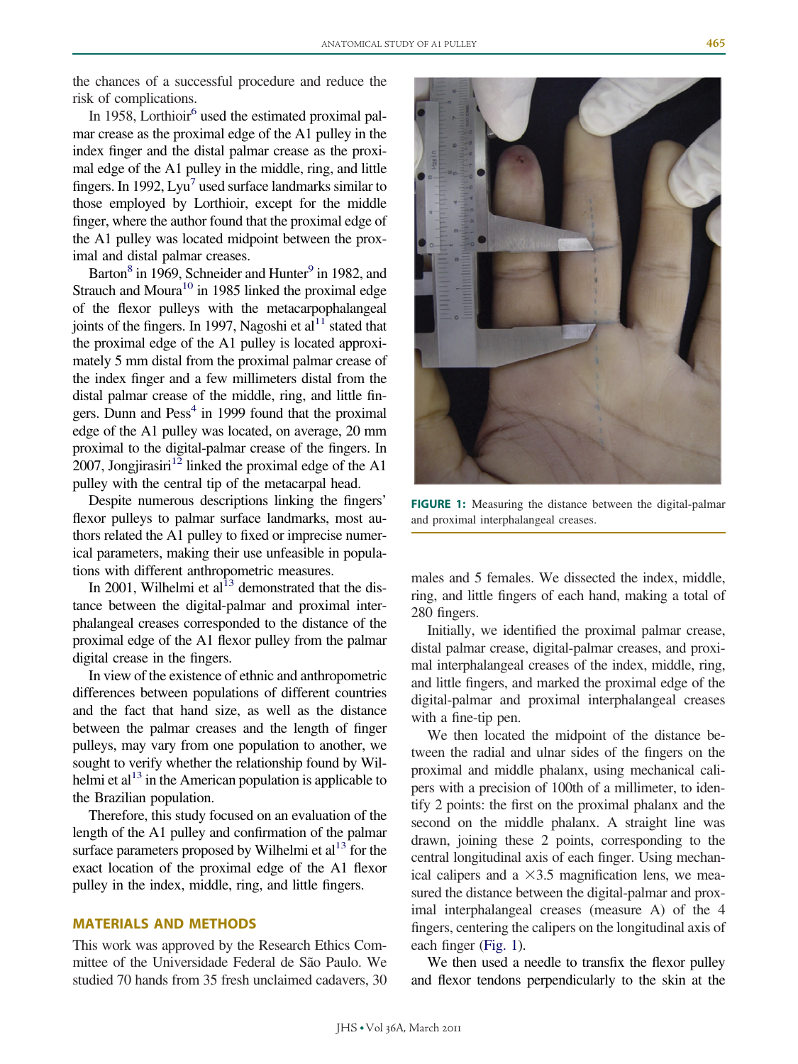the chances of a successful procedure and reduce the risk of complications.

In 1958, Lorthioir[6] used the estimated proximal palmar crease as the proximal edge of the A1 pulley in the index finger and the distal palmar crease as the proximal edge of the A1 pulley in the middle, ring, and little fingers. In 1992, Lyu[7] used surface landmarks similar to those employed by Lorthioir, except for the middle finger, where the author found that the proximal edge of the A1 pulley was located midpoint between the proximal and distal palmar creases.

Barton[8] in 1969, Schneider and Hunter[9] in 1982, and Strauch and Moura[10] in 1985 linked the proximal edge of the flexor pulleys with the metacarpophalangeal joints of the fingers. In 1997, Nagoshi et al[11] stated that the proximal edge of the A1 pulley is located approximately 5 mm distal from the proximal palmar crease of the index finger and a few millimeters distal from the distal palmar crease of the middle, ring, and little fingers. Dunn and Pess[4] in 1999 found that the proximal edge of the A1 pulley was located, on average, 20 mm proximal to the digital-palmar crease of the fingers. In 2007, Jongjirasiri[12] linked the proximal edge of the A1 pulley with the central tip of the metacarpal head.

Despite numerous descriptions linking the fingers' flexor pulleys to palmar surface landmarks, most authors related the A1 pulley to fixed or imprecise numerical parameters, making their use unfeasible in populations with different anthropometric measures.

In 2001, Wilhelmi et al[13] demonstrated that the distance between the digital-palmar and proximal interphalangeal creases corresponded to the distance of the proximal edge of the A1 flexor pulley from the palmar digital crease in the fingers.

In view of the existence of ethnic and anthropometric differences between populations of different countries and the fact that hand size, as well as the distance between the palmar creases and the length of finger pulleys, may vary from one population to another, we sought to verify whether the relationship found by Wilhelmi et al[13] in the American population is applicable to the Brazilian population.

Therefore, this study focused on an evaluation of the length of the A1 pulley and confirmation of the palmar surface parameters proposed by Wilhelmi et al[13] for the exact location of the proximal edge of the A1 flexor pulley in the index, middle, ring, and little fingers.

## MATERIALS AND METHODS

This work was approved by the Research Ethics Committee of the Universidade Federal de São Paulo. We studied 70 hands from 35 fresh unclaimed cadavers, 30 males and 5 females. We dissected the index, middle, ring, and little fingers of each hand, making a total of 280 fingers.

**FIGURE 1:** Measuring the distance between the digital-palmar and proximal interphalangeal creases.

Initially, we identified the proximal palmar crease, distal palmar crease, digital-palmar creases, and proximal interphalangeal creases of the index, middle, ring, and little fingers, and marked the proximal edge of the digital-palmar and proximal interphalangeal creases with a fine-tip pen.

We then located the midpoint of the distance between the radial and ulnar sides of the fingers on the proximal and middle phalanx, using mechanical calipers with a precision of 100th of a millimeter, to identify 2 points: the first on the proximal phalanx and the second on the middle phalanx. A straight line was drawn, joining these 2 points, corresponding to the central longitudinal axis of each finger. Using mechanical calipers and a $\times 3.5$ magnification lens, we measured the distance between the digital-palmar and proximal interphalangeal creases (measure A) of the 4 fingers, centering the calipers on the longitudinal axis of each finger (Fig. 1).

We then used a needle to transfix the flexor pulley and flexor tendons perpendicularly to the skin at the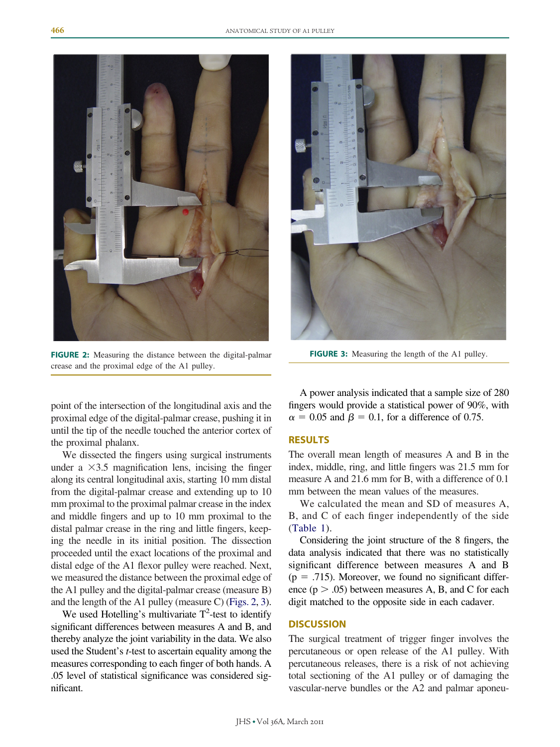FIGURE 2: Measuring the distance between the digital-palmar crease and the proximal edge of the A1 pulley.

FIGURE 3: Measuring the length of the A1 pulley.

point of the intersection of the longitudinal axis and the proximal edge of the digital-palmar crease, pushing it in until the tip of the needle touched the anterior cortex of the proximal phalanx.

We dissected the fingers using surgical instruments under a ×3.5 magnification lens, incising the finger along its central longitudinal axis, starting 10 mm distal from the digital-palmar crease and extending up to 10 mm proximal to the proximal palmar crease in the index and middle fingers and up to 10 mm proximal to the distal palmar crease in the ring and little fingers, keeping the needle in its initial position. The dissection proceeded until the exact locations of the proximal and distal edge of the A1 flexor pulley were reached. Next, we measured the distance between the proximal edge of the A1 pulley and the digital-palmar crease (measure B) and the length of the A1 pulley (measure C) (Figs. 2, 3).

We used Hotelling's multivariate $T^2$-test to identify significant differences between measures A and B, and thereby analyze the joint variability in the data. We also used the Student's *t*-test to ascertain equality among the measures corresponding to each finger of both hands. A .05 level of statistical significance was considered significant.

A power analysis indicated that a sample size of 280 fingers would provide a statistical power of 90%, with $\alpha = 0.05$ and $\beta = 0.1$, for a difference of 0.75.

## RESULTS

The overall mean length of measures A and B in the index, middle, ring, and little fingers was 21.5 mm for measure A and 21.6 mm for B, with a difference of 0.1 mm between the mean values of the measures.

We calculated the mean and SD of measures A, B, and C of each finger independently of the side (Table 1).

Considering the joint structure of the 8 fingers, the data analysis indicated that there was no statistically significant difference between measures A and B ($p = .715$). Moreover, we found no significant difference ($p > .05$) between measures A, B, and C for each digit matched to the opposite side in each cadaver.

## DISCUSSION

The surgical treatment of trigger finger involves the percutaneous or open release of the A1 pulley. With percutaneous releases, there is a risk of not achieving total sectioning of the A1 pulley or of damaging the vascular-nerve bundles or the A2 and palmar aponeu-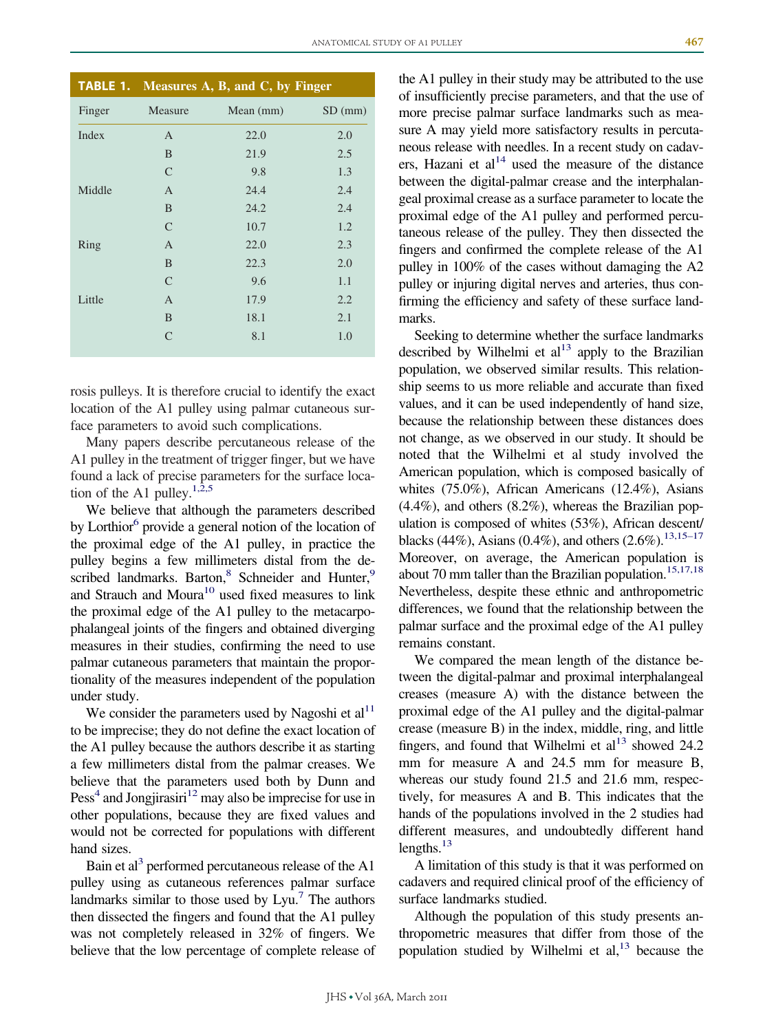**TABLE 1. Measures A, B, and C, by Finger**

| Finger | Measure | Mean (mm) | SD (mm) |
|---|---|---|---|
| Index | A | 22.0 | 2.0 |
| | B | 21.9 | 2.5 |
| | C | 9.8 | 1.3 |
| Middle | A | 24.4 | 2.4 |
| | B | 24.2 | 2.4 |
| | C | 10.7 | 1.2 |
| Ring | A | 22.0 | 2.3 |
| | B | 22.3 | 2.0 |
| | C | 9.6 | 1.1 |
| Little | A | 17.9 | 2.2 |
| | B | 18.1 | 2.1 |
| | C | 8.1 | 1.0 |

rosis pulleys. It is therefore crucial to identify the exact location of the A1 pulley using palmar cutaneous surface parameters to avoid such complications.

Many papers describe percutaneous release of the A1 pulley in the treatment of trigger finger, but we have found a lack of precise parameters for the surface location of the A1 pulley.[1,2,5]

We believe that although the parameters described by Lorthior[6] provide a general notion of the location of the proximal edge of the A1 pulley, in practice the pulley begins a few millimeters distal from the described landmarks. Barton,[8] Schneider and Hunter,[9] and Strauch and Moura[10] used fixed measures to link the proximal edge of the A1 pulley to the metacarpophalangeal joints of the fingers and obtained diverging measures in their studies, confirming the need to use palmar cutaneous parameters that maintain the proportionality of the measures independent of the population under study.

We consider the parameters used by Nagoshi et al[11] to be imprecise; they do not define the exact location of the A1 pulley because the authors describe it as starting a few millimeters distal from the palmar creases. We believe that the parameters used both by Dunn and Pess[4] and Jongjirasiri[12] may also be imprecise for use in other populations, because they are fixed values and would not be corrected for populations with different hand sizes.

Bain et al[3] performed percutaneous release of the A1 pulley using as cutaneous references palmar surface landmarks similar to those used by Lyu.[7] The authors then dissected the fingers and found that the A1 pulley was not completely released in 32% of fingers. We believe that the low percentage of complete release of the A1 pulley in their study may be attributed to the use of insufficiently precise parameters, and that the use of more precise palmar surface landmarks such as measure A may yield more satisfactory results in percutaneous release with needles. In a recent study on cadavers, Hazani et al[14] used the measure of the distance between the digital-palmar crease and the interphalangeal proximal crease as a surface parameter to locate the proximal edge of the A1 pulley and performed percutaneous release of the pulley. They then dissected the fingers and confirmed the complete release of the A1 pulley in 100% of the cases without damaging the A2 pulley or injuring digital nerves and arteries, thus confirming the efficiency and safety of these surface landmarks.

Seeking to determine whether the surface landmarks described by Wilhelmi et al[13] apply to the Brazilian population, we observed similar results. This relationship seems to us more reliable and accurate than fixed values, and it can be used independently of hand size, because the relationship between these distances does not change, as we observed in our study. It should be noted that the Wilhelmi et al study involved the American population, which is composed basically of whites (75.0%), African Americans (12.4%), Asians (4.4%), and others (8.2%), whereas the Brazilian population is composed of whites (53%), African descent/blacks (44%), Asians (0.4%), and others (2.6%).[13,15–17] Moreover, on average, the American population is about 70 mm taller than the Brazilian population.[15,17,18] Nevertheless, despite these ethnic and anthropometric differences, we found that the relationship between the palmar surface and the proximal edge of the A1 pulley remains constant.

We compared the mean length of the distance between the digital-palmar and proximal interphalangeal creases (measure A) with the distance between the proximal edge of the A1 pulley and the digital-palmar crease (measure B) in the index, middle, ring, and little fingers, and found that Wilhelmi et al[13] showed 24.2 mm for measure A and 24.5 mm for measure B, whereas our study found 21.5 and 21.6 mm, respectively, for measures A and B. This indicates that the hands of the populations involved in the 2 studies had different measures, and undoubtedly different hand lengths.[13]

A limitation of this study is that it was performed on cadavers and required clinical proof of the efficiency of surface landmarks studied.

Although the population of this study presents anthropometric measures that differ from those of the population studied by Wilhelmi et al,[13] because the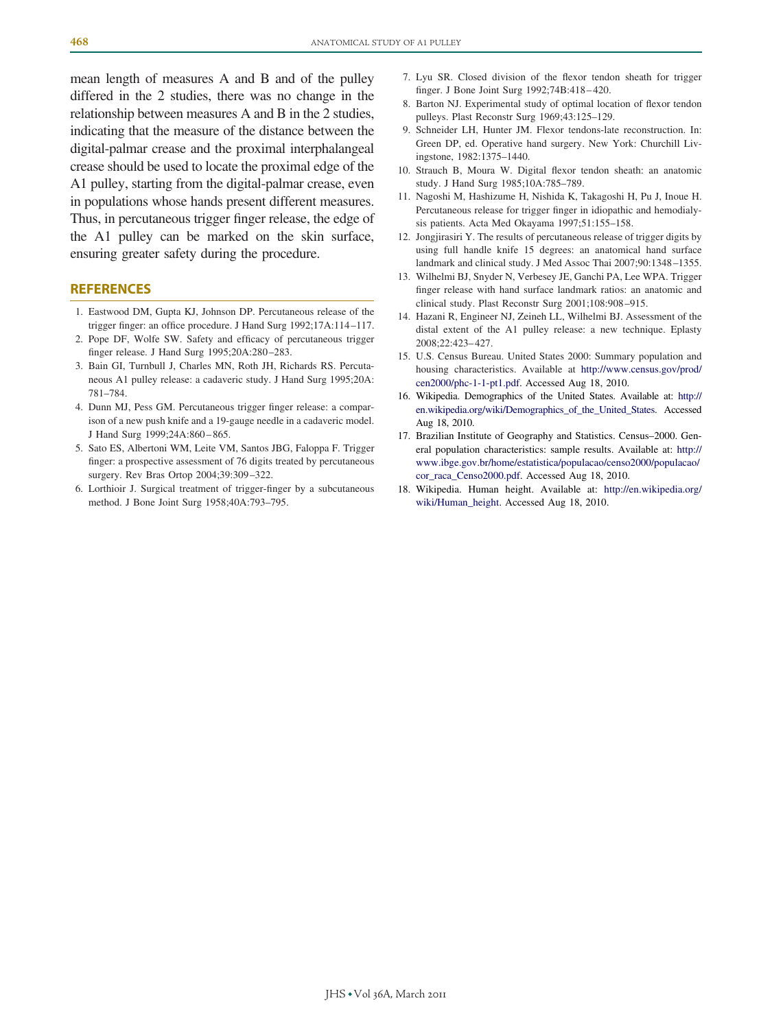mean length of measures A and B and of the pulley differed in the 2 studies, there was no change in the relationship between measures A and B in the 2 studies, indicating that the measure of the distance between the digital-palmar crease and the proximal interphalangeal crease should be used to locate the proximal edge of the A1 pulley, starting from the digital-palmar crease, even in populations whose hands present different measures. Thus, in percutaneous trigger finger release, the edge of the A1 pulley can be marked on the skin surface, ensuring greater safety during the procedure.

## REFERENCES

1. Eastwood DM, Gupta KJ, Johnson DP. Percutaneous release of the trigger finger: an office procedure. J Hand Surg 1992;17A:114–117.
2. Pope DF, Wolfe SW. Safety and efficacy of percutaneous trigger finger release. J Hand Surg 1995;20A:280–283.
3. Bain GI, Turnbull J, Charles MN, Roth JH, Richards RS. Percutaneous A1 pulley release: a cadaveric study. J Hand Surg 1995;20A: 781–784.
4. Dunn MJ, Pess GM. Percutaneous trigger finger release: a comparison of a new push knife and a 19-gauge needle in a cadaveric model. J Hand Surg 1999;24A:860–865.
5. Sato ES, Albertoni WM, Leite VM, Santos JBG, Faloppa F. Trigger finger: a prospective assessment of 76 digits treated by percutaneous surgery. Rev Bras Ortop 2004;39:309–322.
6. Lorthioir J. Surgical treatment of trigger-finger by a subcutaneous method. J Bone Joint Surg 1958;40A:793–795.
7. Lyu SR. Closed division of the flexor tendon sheath for trigger finger. J Bone Joint Surg 1992;74B:418–420.
8. Barton NJ. Experimental study of optimal location of flexor tendon pulleys. Plast Reconstr Surg 1969;43:125–129.
9. Schneider LH, Hunter JM. Flexor tendons-late reconstruction. In: Green DP, ed. Operative hand surgery. New York: Churchill Livingstone, 1982:1375–1440.
10. Strauch B, Moura W. Digital flexor tendon sheath: an anatomic study. J Hand Surg 1985;10A:785–789.
11. Nagoshi M, Hashizume H, Nishida K, Takagoshi H, Pu J, Inoue H. Percutaneous release for trigger finger in idiopathic and hemodialysis patients. Acta Med Okayama 1997;51:155–158.
12. Jongjirasiri Y. The results of percutaneous release of trigger digits by using full handle knife 15 degrees: an anatomical hand surface landmark and clinical study. J Med Assoc Thai 2007;90:1348–1355.
13. Wilhelmi BJ, Snyder N, Verbesey JE, Ganchi PA, Lee WPA. Trigger finger release with hand surface landmark ratios: an anatomic and clinical study. Plast Reconstr Surg 2001;108:908–915.
14. Hazani R, Engineer NJ, Zeineh LL, Wilhelmi BJ. Assessment of the distal extent of the A1 pulley release: a new technique. Eplasty 2008;22:423–427.
15. U.S. Census Bureau. United States 2000: Summary population and housing characteristics. Available at http://www.census.gov/prod/cen2000/phc-1-1-pt1.pdf. Accessed Aug 18, 2010.
16. Wikipedia. Demographics of the United States. Available at: http://en.wikipedia.org/wiki/Demographics_of_the_United_States. Accessed Aug 18, 2010.
17. Brazilian Institute of Geography and Statistics. Census–2000. General population characteristics: sample results. Available at: http://www.ibge.gov.br/home/estatistica/populacao/censo2000/populacao/cor_raca_Censo2000.pdf. Accessed Aug 18, 2010.
18. Wikipedia. Human height. Available at: http://en.wikipedia.org/wiki/Human_height. Accessed Aug 18, 2010.